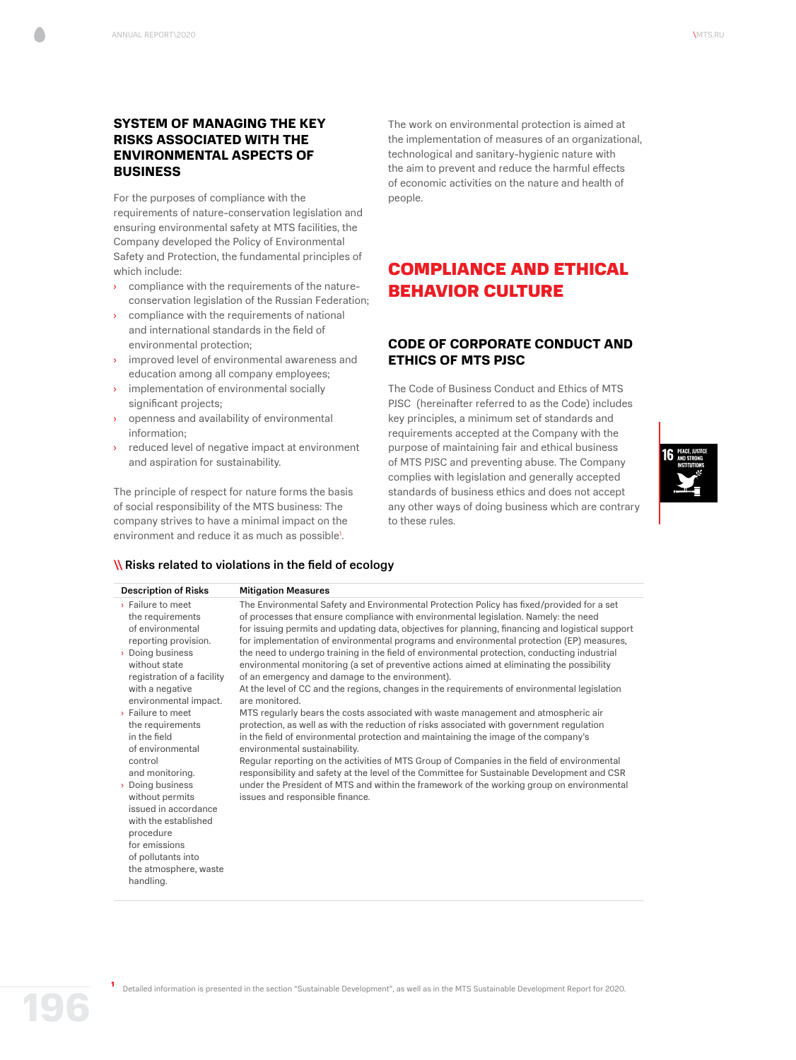## SYSTEM OF MANAGING THE KEY RISKS ASSOCIATED WITH THE ENVIRONMENTAL ASPECTS OF BUSINESS

For the purposes of compliance with the requirements of nature-conservation legislation and ensuring environmental safety at MTS facilities, the Company developed the Policy of Environmental Safety and Protection, the fundamental principles of which include:

- compliance with the requirements of the nature-conservation legislation of the Russian Federation;
- compliance with the requirements of national and international standards in the field of environmental protection;
- improved level of environmental awareness and education among all company employees;
- implementation of environmental socially significant projects;
- openness and availability of environmental information;
- reduced level of negative impact at environment and aspiration for sustainability.

The principle of respect for nature forms the basis of social responsibility of the MTS business: The company strives to have a minimal impact on the environment and reduce it as much as possible[1].

The work on environmental protection is aimed at the implementation of measures of an organizational, technological and sanitary-hygienic nature with the aim to prevent and reduce the harmful effects of economic activities on the nature and health of people.

# COMPLIANCE AND ETHICAL BEHAVIOR CULTURE

## CODE OF CORPORATE CONDUCT AND ETHICS OF MTS PJSC

The Code of Business Conduct and Ethics of MTS PJSC (hereinafter referred to as the Code) includes key principles, a minimum set of standards and requirements accepted at the Company with the purpose of maintaining fair and ethical business of MTS PJSC and preventing abuse. The Company complies with legislation and generally accepted standards of business ethics and does not accept any other ways of doing business which are contrary to these rules.

16 PEACE, JUSTICE AND STRONG INSTITUTIONS

### Risks related to violations in the field of ecology

| Description of Risks | Mitigation Measures |
|---|---|
| › Failure to meet the requirements of environmental reporting provision.<br>› Doing business without state registration of a facility with a negative environmental impact.<br>› Failure to meet the requirements in the field of environmental control and monitoring.<br>› Doing business without permits issued in accordance with the established procedure for emissions of pollutants into the atmosphere, waste handling. | The Environmental Safety and Environmental Protection Policy has fixed/provided for a set of processes that ensure compliance with environmental legislation. Namely: the need for issuing permits and updating data, objectives for planning, financing and logistical support for implementation of environmental programs and environmental protection (EP) measures, the need to undergo training in the field of environmental protection, conducting industrial environmental monitoring (a set of preventive actions aimed at eliminating the possibility of an emergency and damage to the environment).<br>At the level of CC and the regions, changes in the requirements of environmental legislation are monitored.<br>MTS regularly bears the costs associated with waste management and atmospheric air protection, as well as with the reduction of risks associated with government regulation in the field of environmental protection and maintaining the image of the company's environmental sustainability.<br>Regular reporting on the activities of MTS Group of Companies in the field of environmental responsibility and safety at the level of the Committee for Sustainable Development and CSR under the President of MTS and within the framework of the working group on environmental issues and responsible finance. |

[1] Detailed information is presented in the section "Sustainable Development", as well as in the MTS Sustainable Development Report for 2020.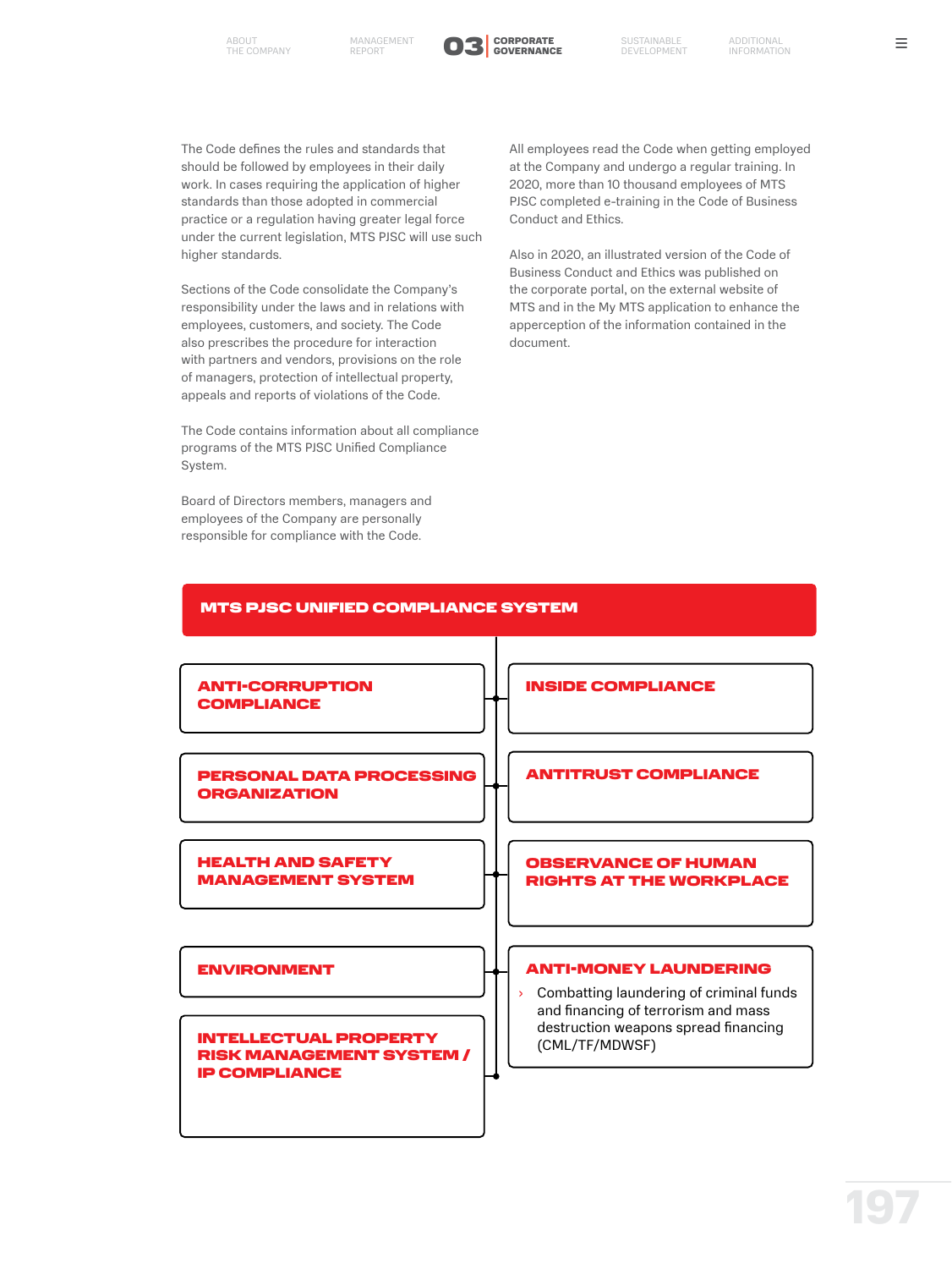The Code defines the rules and standards that should be followed by employees in their daily work. In cases requiring the application of higher standards than those adopted in commercial practice or a regulation having greater legal force under the current legislation, MTS PJSC will use such higher standards.

Sections of the Code consolidate the Company's responsibility under the laws and in relations with employees, customers, and society. The Code also prescribes the procedure for interaction with partners and vendors, provisions on the role of managers, protection of intellectual property, appeals and reports of violations of the Code.

The Code contains information about all compliance programs of the MTS PJSC Unified Compliance System.

Board of Directors members, managers and employees of the Company are personally responsible for compliance with the Code.

All employees read the Code when getting employed at the Company and undergo a regular training. In 2020, more than 10 thousand employees of MTS PJSC completed e-training in the Code of Business Conduct and Ethics.

Also in 2020, an illustrated version of the Code of Business Conduct and Ethics was published on the corporate portal, on the external website of MTS and in the My MTS application to enhance the apperception of the information contained in the document.

## MTS PJSC UNIFIED COMPLIANCE SYSTEM

- **ANTI-CORRUPTION COMPLIANCE**
- **INSIDE COMPLIANCE**
- **PERSONAL DATA PROCESSING ORGANIZATION**
- **ANTITRUST COMPLIANCE**
- **HEALTH AND SAFETY MANAGEMENT SYSTEM**
- **OBSERVANCE OF HUMAN RIGHTS AT THE WORKPLACE**
- **ENVIRONMENT**
- **ANTI-MONEY LAUNDERING**
  - Combatting laundering of criminal funds and financing of terrorism and mass destruction weapons spread financing (CML/TF/MDWSF)
- **INTELLECTUAL PROPERTY RISK MANAGEMENT SYSTEM / IP COMPLIANCE**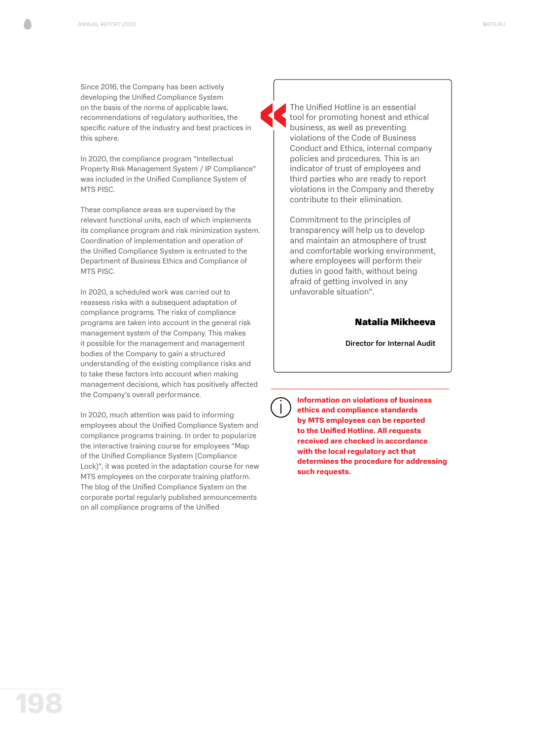Since 2016, the Company has been actively developing the Unified Compliance System on the basis of the norms of applicable laws, recommendations of regulatory authorities, the specific nature of the industry and best practices in this sphere.

In 2020, the compliance program "Intellectual Property Risk Management System / IP Compliance" was included in the Unified Compliance System of MTS PJSC.

These compliance areas are supervised by the relevant functional units, each of which implements its compliance program and risk minimization system. Coordination of implementation and operation of the Unified Compliance System is entrusted to the Department of Business Ethics and Compliance of MTS PJSC.

In 2020, a scheduled work was carried out to reassess risks with a subsequent adaptation of compliance programs. The risks of compliance programs are taken into account in the general risk management system of the Company. This makes it possible for the management and management bodies of the Company to gain a structured understanding of the existing compliance risks and to take these factors into account when making management decisions, which has positively affected the Company's overall performance.

In 2020, much attention was paid to informing employees about the Unified Compliance System and compliance programs training. In order to popularize the interactive training course for employees "Map of the Unified Compliance System (Compliance Lock)", it was posted in the adaptation course for new MTS employees on the corporate training platform. The blog of the Unified Compliance System on the corporate portal regularly published announcements on all compliance programs of the Unified

> The Unified Hotline is an essential tool for promoting honest and ethical business, as well as preventing violations of the Code of Business Conduct and Ethics, internal company policies and procedures. This is an indicator of trust of employees and third parties who are ready to report violations in the Company and thereby contribute to their elimination.
>
> Commitment to the principles of transparency will help us to develop and maintain an atmosphere of trust and comfortable working environment, where employees will perform their duties in good faith, without being afraid of getting involved in any unfavorable situation".
>
> **Natalia Mikheeva**
>
> **Director for Internal Audit**

**Information on violations of business ethics and compliance standards by MTS employees can be reported to the Unified Hotline. All requests received are checked in accordance with the local regulatory act that determines the procedure for addressing such requests.**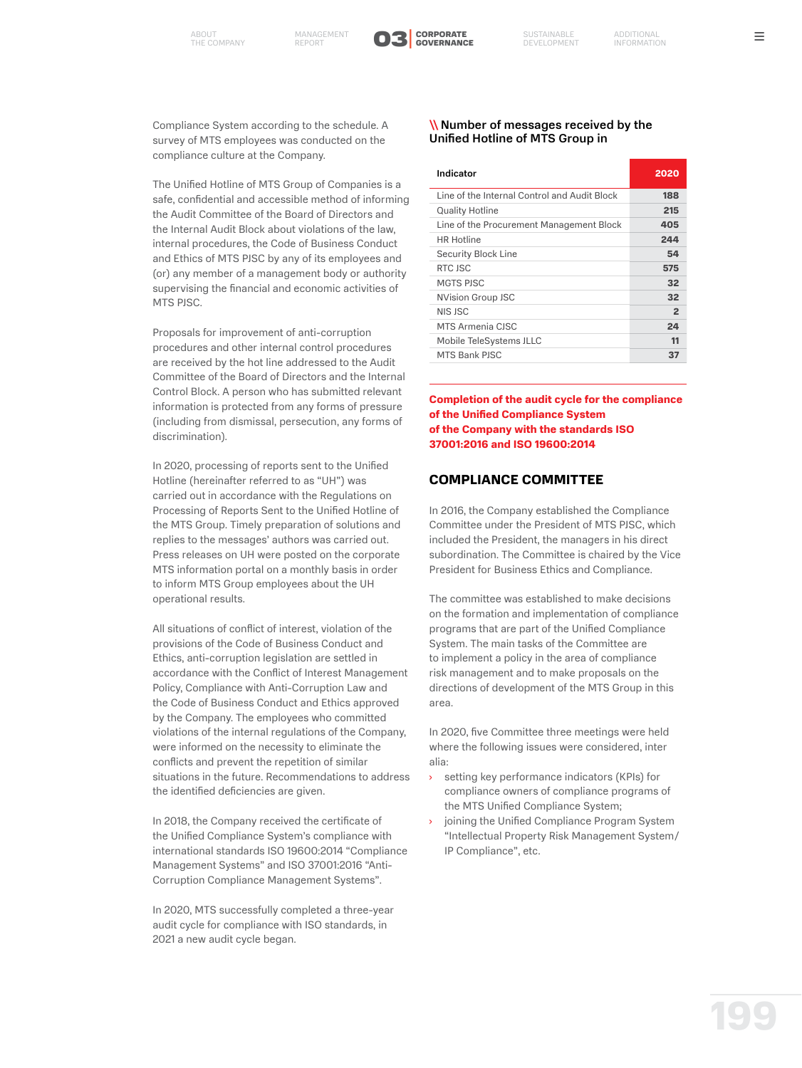Compliance System according to the schedule. A survey of MTS employees was conducted on the compliance culture at the Company.

The Unified Hotline of MTS Group of Companies is a safe, confidential and accessible method of informing the Audit Committee of the Board of Directors and the Internal Audit Block about violations of the law, internal procedures, the Code of Business Conduct and Ethics of MTS PJSC by any of its employees and (or) any member of a management body or authority supervising the financial and economic activities of MTS PJSC.

Proposals for improvement of anti-corruption procedures and other internal control procedures are received by the hot line addressed to the Audit Committee of the Board of Directors and the Internal Control Block. A person who has submitted relevant information is protected from any forms of pressure (including from dismissal, persecution, any forms of discrimination).

In 2020, processing of reports sent to the Unified Hotline (hereinafter referred to as "UH") was carried out in accordance with the Regulations on Processing of Reports Sent to the Unified Hotline of the MTS Group. Timely preparation of solutions and replies to the messages' authors was carried out. Press releases on UH were posted on the corporate MTS information portal on a monthly basis in order to inform MTS Group employees about the UH operational results.

All situations of conflict of interest, violation of the provisions of the Code of Business Conduct and Ethics, anti-corruption legislation are settled in accordance with the Conflict of Interest Management Policy, Compliance with Anti-Corruption Law and the Code of Business Conduct and Ethics approved by the Company. The employees who committed violations of the internal regulations of the Company, were informed on the necessity to eliminate the conflicts and prevent the repetition of similar situations in the future. Recommendations to address the identified deficiencies are given.

In 2018, the Company received the certificate of the Unified Compliance System's compliance with international standards ISO 19600:2014 "Compliance Management Systems" and ISO 37001:2016 "Anti-Corruption Compliance Management Systems".

In 2020, MTS successfully completed a three-year audit cycle for compliance with ISO standards, in 2021 a new audit cycle began.

### Number of messages received by the Unified Hotline of MTS Group in

| Indicator | 2020 |
|---|---|
| Line of the Internal Control and Audit Block | 188 |
| Quality Hotline | 215 |
| Line of the Procurement Management Block | 405 |
| HR Hotline | 244 |
| Security Block Line | 54 |
| RTC JSC | 575 |
| MGTS PJSC | 32 |
| NVision Group JSC | 32 |
| NIS JSC | 2 |
| MTS Armenia CJSC | 24 |
| Mobile TeleSystems JLLC | 11 |
| MTS Bank PJSC | 37 |

**Completion of the audit cycle for the compliance of the Unified Compliance System of the Company with the standards ISO 37001:2016 and ISO 19600:2014**

## COMPLIANCE COMMITTEE

In 2016, the Company established the Compliance Committee under the President of MTS PJSC, which included the President, the managers in his direct subordination. The Committee is chaired by the Vice President for Business Ethics and Compliance.

The committee was established to make decisions on the formation and implementation of compliance programs that are part of the Unified Compliance System. The main tasks of the Committee are to implement a policy in the area of compliance risk management and to make proposals on the directions of development of the MTS Group in this area.

In 2020, five Committee three meetings were held where the following issues were considered, inter alia:

- setting key performance indicators (KPIs) for compliance owners of compliance programs of the MTS Unified Compliance System;
- joining the Unified Compliance Program System "Intellectual Property Risk Management System/ IP Compliance", etc.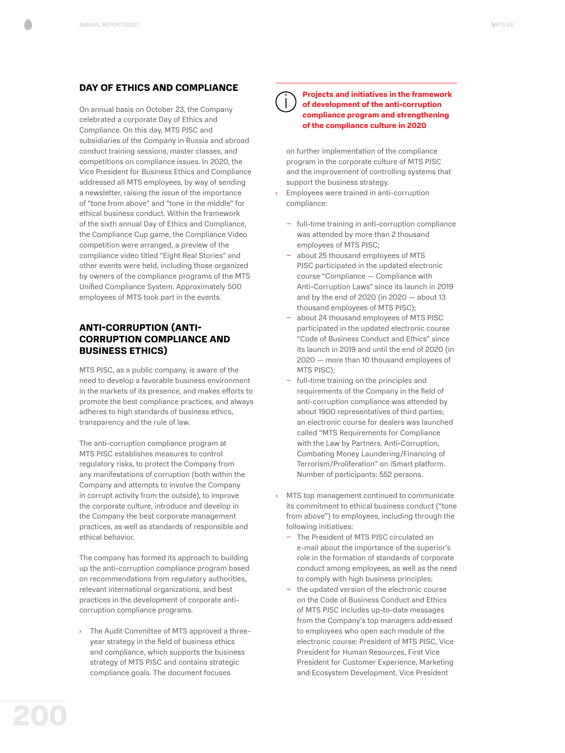## DAY OF ETHICS AND COMPLIANCE

On annual basis on October 23, the Company celebrated a corporate Day of Ethics and Compliance. On this day, MTS PJSC and subsidiaries of the Company in Russia and abroad conduct training sessions, master classes, and competitions on compliance issues. In 2020, the Vice President for Business Ethics and Compliance addressed all MTS employees, by way of sending a newsletter, raising the issue of the importance of "tone from above" and "tone in the middle" for ethical business conduct. Within the framework of the sixth annual Day of Ethics and Compliance, the Compliance Cup game, the Compliance Video competition were arranged, a preview of the compliance video titled "Eight Real Stories" and other events were held, including those organized by owners of the compliance programs of the MTS Unified Compliance System. Approximately 500 employees of MTS took part in the events.

## ANTI-CORRUPTION (ANTI-CORRUPTION COMPLIANCE AND BUSINESS ETHICS)

MTS PJSC, as a public company, is aware of the need to develop a favorable business environment in the markets of its presence, and makes efforts to promote the best compliance practices, and always adheres to high standards of business ethics, transparency and the rule of law.

The anti-corruption compliance program at MTS PJSC establishes measures to control regulatory risks, to protect the Company from any manifestations of corruption (both within the Company and attempts to involve the Company in corrupt activity from the outside), to improve the corporate culture, introduce and develop in the Company the best corporate management practices, as well as standards of responsible and ethical behavior.

The company has formed its approach to building up the anti-corruption compliance program based on recommendations from regulatory authorities, relevant international organizations, and best practices in the development of corporate anti-corruption compliance programs.

**Projects and initiatives in the framework of development of the anti-corruption compliance program and strengthening of the compliance culture in 2020**

- The Audit Committee of MTS approved a three-year strategy in the field of business ethics and compliance, which supports the business strategy of MTS PJSC and contains strategic compliance goals. The document focuses on further implementation of the compliance program in the corporate culture of MTS PJSC and the improvement of controlling systems that support the business strategy.
- Employees were trained in anti-corruption compliance:
  - full-time training in anti-corruption compliance was attended by more than 2 thousand employees of MTS PJSC;
  - about 25 thousand employees of MTS PJSC participated in the updated electronic course "Compliance — Compliance with Anti-Corruption Laws" since its launch in 2019 and by the end of 2020 (in 2020 — about 13 thousand employees of MTS PJSC);
  - about 24 thousand employees of MTS PJSC participated in the updated electronic course "Code of Business Conduct and Ethics" since its launch in 2019 and until the end of 2020 (in 2020 — more than 10 thousand employees of MTS PJSC);
  - full-time training on the principles and requirements of the Company in the field of anti-corruption compliance was attended by about 1900 representatives of third parties; an electronic course for dealers was launched called "MTS Requirements for Compliance with the Law by Partners. Anti-Corruption, Combating Money Laundering/Financing of Terrorism/Proliferation" on iSmart platform. Number of participants: 552 persons.
- MTS top management continued to communicate its commitment to ethical business conduct ("tone from above") to employees, including through the following initiatives:
  - The President of MTS PJSC circulated an e-mail about the importance of the superior's role in the formation of standards of corporate conduct among employees, as well as the need to comply with high business principles;
  - the updated version of the electronic course on the Code of Business Conduct and Ethics of MTS PJSC includes up-to-date messages from the Company's top managers addressed to employees who open each module of the electronic course: President of MTS PJSC, Vice President for Human Resources, First Vice President for Customer Experience, Marketing and Ecosystem Development, Vice President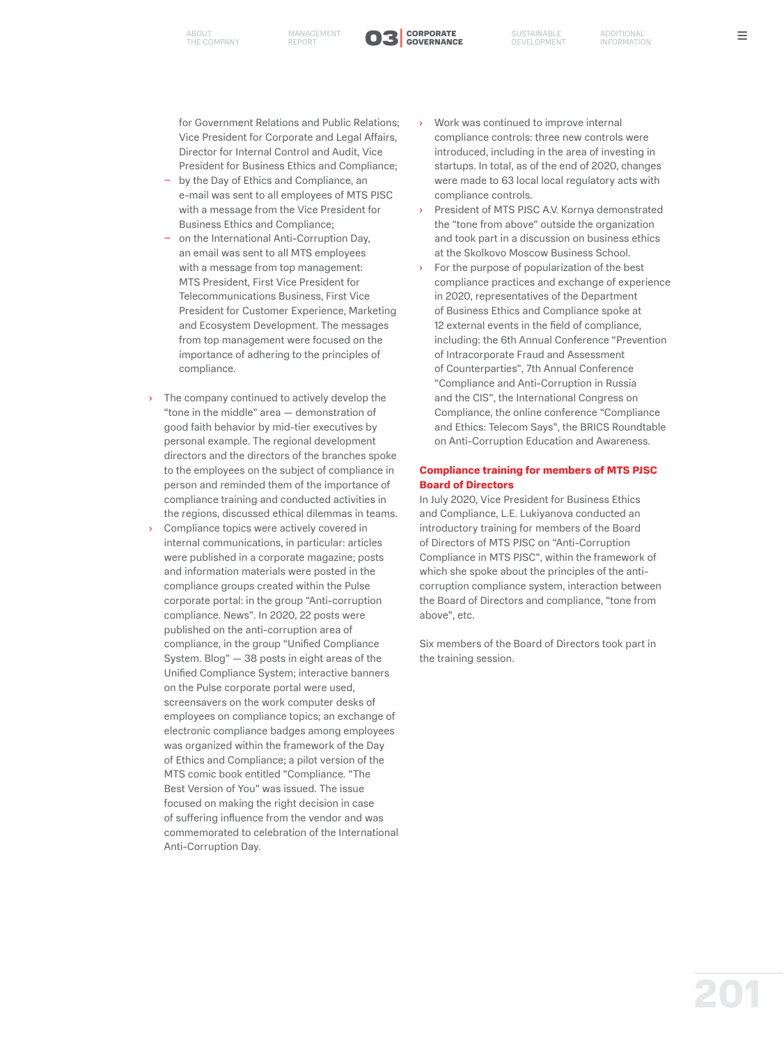for Government Relations and Public Relations; Vice President for Corporate and Legal Affairs, Director for Internal Control and Audit, Vice President for Business Ethics and Compliance;
  - by the Day of Ethics and Compliance, an e-mail was sent to all employees of MTS PJSC with a message from the Vice President for Business Ethics and Compliance;
  - on the International Anti-Corruption Day, an email was sent to all MTS employees with a message from top management: MTS President, First Vice President for Telecommunications Business, First Vice President for Customer Experience, Marketing and Ecosystem Development. The messages from top management were focused on the importance of adhering to the principles of compliance.

- The company continued to actively develop the "tone in the middle" area — demonstration of good faith behavior by mid-tier executives by personal example. The regional development directors and the directors of the branches spoke to the employees on the subject of compliance in person and reminded them of the importance of compliance training and conducted activities in the regions, discussed ethical dilemmas in teams.
- Compliance topics were actively covered in internal communications, in particular: articles were published in a corporate magazine; posts and information materials were posted in the compliance groups created within the Pulse corporate portal: in the group "Anti-corruption compliance. News". In 2020, 22 posts were published on the anti-corruption area of compliance, in the group "Unified Compliance System. Blog" — 38 posts in eight areas of the Unified Compliance System; interactive banners on the Pulse corporate portal were used, screensavers on the work computer desks of employees on compliance topics; an exchange of electronic compliance badges among employees was organized within the framework of the Day of Ethics and Compliance; a pilot version of the MTS comic book entitled "Compliance. "The Best Version of You" was issued. The issue focused on making the right decision in case of suffering influence from the vendor and was commemorated to celebration of the International Anti-Corruption Day.
- Work was continued to improve internal compliance controls: three new controls were introduced, including in the area of investing in startups. In total, as of the end of 2020, changes were made to 63 local local regulatory acts with compliance controls.
- President of MTS PJSC A.V. Kornya demonstrated the "tone from above" outside the organization and took part in a discussion on business ethics at the Skolkovo Moscow Business School.
- For the purpose of popularization of the best compliance practices and exchange of experience in 2020, representatives of the Department of Business Ethics and Compliance spoke at 12 external events in the field of compliance, including: the 6th Annual Conference "Prevention of Intracorporate Fraud and Assessment of Counterparties", 7th Annual Conference "Compliance and Anti-Corruption in Russia and the CIS", the International Congress on Compliance, the online conference "Compliance and Ethics: Telecom Says", the BRICS Roundtable on Anti-Corruption Education and Awareness.

### Compliance training for members of MTS PJSC Board of Directors

In July 2020, Vice President for Business Ethics and Compliance, L.E. Lukiyanova conducted an introductory training for members of the Board of Directors of MTS PJSC on "Anti-Corruption Compliance in MTS PJSC", within the framework of which she spoke about the principles of the anti-corruption compliance system, interaction between the Board of Directors and compliance, "tone from above", etc.

Six members of the Board of Directors took part in the training session.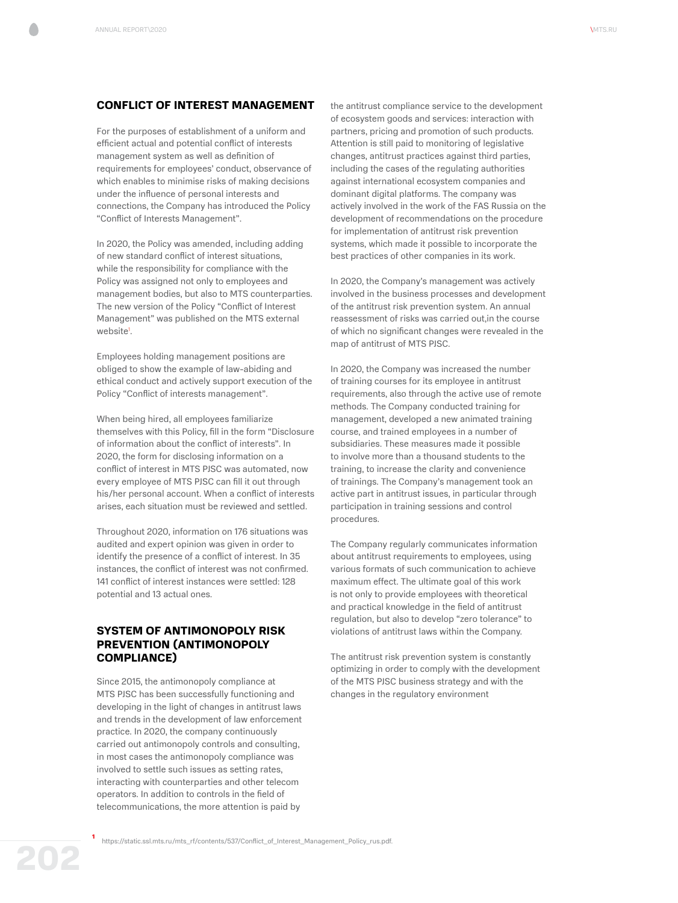## CONFLICT OF INTEREST MANAGEMENT

For the purposes of establishment of a uniform and efficient actual and potential conflict of interests management system as well as definition of requirements for employees' conduct, observance of which enables to minimise risks of making decisions under the influence of personal interests and connections, the Company has introduced the Policy "Conflict of Interests Management".

In 2020, the Policy was amended, including adding of new standard conflict of interest situations, while the responsibility for compliance with the Policy was assigned not only to employees and management bodies, but also to MTS counterparties. The new version of the Policy "Conflict of Interest Management" was published on the MTS external website[1].

Employees holding management positions are obliged to show the example of law-abiding and ethical conduct and actively support execution of the Policy "Conflict of interests management".

When being hired, all employees familiarize themselves with this Policy, fill in the form "Disclosure of information about the conflict of interests". In 2020, the form for disclosing information on a conflict of interest in MTS PJSC was automated, now every employee of MTS PJSC can fill it out through his/her personal account. When a conflict of interests arises, each situation must be reviewed and settled.

Throughout 2020, information on 176 situations was audited and expert opinion was given in order to identify the presence of a conflict of interest. In 35 instances, the conflict of interest was not confirmed. 141 conflict of interest instances were settled: 128 potential and 13 actual ones.

## SYSTEM OF ANTIMONOPOLY RISK PREVENTION (ANTIMONOPOLY COMPLIANCE)

Since 2015, the antimonopoly compliance at MTS PJSC has been successfully functioning and developing in the light of changes in antitrust laws and trends in the development of law enforcement practice. In 2020, the company continuously carried out antimonopoly controls and consulting, in most cases the antimonopoly compliance was involved to settle such issues as setting rates, interacting with counterparties and other telecom operators. In addition to controls in the field of telecommunications, the more attention is paid by the antitrust compliance service to the development of ecosystem goods and services: interaction with partners, pricing and promotion of such products. Attention is still paid to monitoring of legislative changes, antitrust practices against third parties, including the cases of the regulating authorities against international ecosystem companies and dominant digital platforms. The company was actively involved in the work of the FAS Russia on the development of recommendations on the procedure for implementation of antitrust risk prevention systems, which made it possible to incorporate the best practices of other companies in its work.

In 2020, the Company's management was actively involved in the business processes and development of the antitrust risk prevention system. An annual reassessment of risks was carried out,in the course of which no significant changes were revealed in the map of antitrust of MTS PJSC.

In 2020, the Company was increased the number of training courses for its employee in antitrust requirements, also through the active use of remote methods. The Company conducted training for management, developed a new animated training course, and trained employees in a number of subsidiaries. These measures made it possible to involve more than a thousand students to the training, to increase the clarity and convenience of trainings. The Company's management took an active part in antitrust issues, in particular through participation in training sessions and control procedures.

The Company regularly communicates information about antitrust requirements to employees, using various formats of such communication to achieve maximum effect. The ultimate goal of this work is not only to provide employees with theoretical and practical knowledge in the field of antitrust regulation, but also to develop "zero tolerance" to violations of antitrust laws within the Company.

The antitrust risk prevention system is constantly optimizing in order to comply with the development of the MTS PJSC business strategy and with the changes in the regulatory environment

[1] https://static.ssl.mts.ru/mts_rf/contents/537/Conflict_of_Interest_Management_Policy_rus.pdf.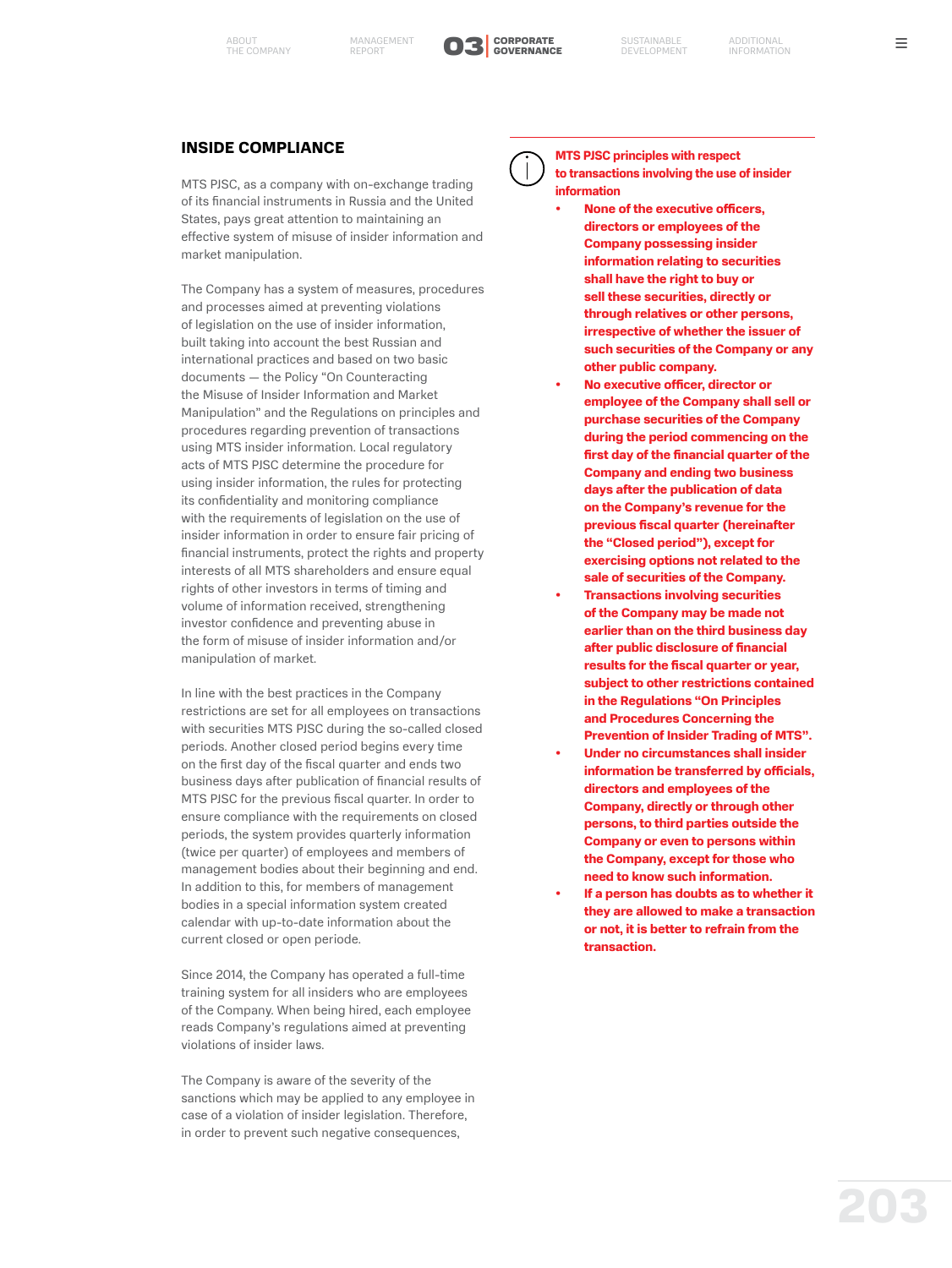## INSIDE COMPLIANCE

MTS PJSC, as a company with on-exchange trading of its financial instruments in Russia and the United States, pays great attention to maintaining an effective system of misuse of insider information and market manipulation.

The Company has a system of measures, procedures and processes aimed at preventing violations of legislation on the use of insider information, built taking into account the best Russian and international practices and based on two basic documents — the Policy "On Counteracting the Misuse of Insider Information and Market Manipulation" and the Regulations on principles and procedures regarding prevention of transactions using MTS insider information. Local regulatory acts of MTS PJSC determine the procedure for using insider information, the rules for protecting its confidentiality and monitoring compliance with the requirements of legislation on the use of insider information in order to ensure fair pricing of financial instruments, protect the rights and property interests of all MTS shareholders and ensure equal rights of other investors in terms of timing and volume of information received, strengthening investor confidence and preventing abuse in the form of misuse of insider information and/or manipulation of market.

In line with the best practices in the Company restrictions are set for all employees on transactions with securities MTS PJSC during the so-called closed periods. Another closed period begins every time on the first day of the fiscal quarter and ends two business days after publication of financial results of MTS PJSC for the previous fiscal quarter. In order to ensure compliance with the requirements on closed periods, the system provides quarterly information (twice per quarter) of employees and members of management bodies about their beginning and end. In addition to this, for members of management bodies in a special information system created calendar with up-to-date information about the current closed or open periode.

Since 2014, the Company has operated a full-time training system for all insiders who are employees of the Company. When being hired, each employee reads Company's regulations aimed at preventing violations of insider laws.

The Company is aware of the severity of the sanctions which may be applied to any employee in case of a violation of insider legislation. Therefore, in order to prevent such negative consequences,

**MTS PJSC principles with respect to transactions involving the use of insider information**

- **None of the executive officers, directors or employees of the Company possessing insider information relating to securities shall have the right to buy or sell these securities, directly or through relatives or other persons, irrespective of whether the issuer of such securities of the Company or any other public company.**
- **No executive officer, director or employee of the Company shall sell or purchase securities of the Company during the period commencing on the first day of the financial quarter of the Company and ending two business days after the publication of data on the Company's revenue for the previous fiscal quarter (hereinafter the "Closed period"), except for exercising options not related to the sale of securities of the Company.**
- **Transactions involving securities of the Company may be made not earlier than on the third business day after public disclosure of financial results for the fiscal quarter or year, subject to other restrictions contained in the Regulations "On Principles and Procedures Concerning the Prevention of Insider Trading of MTS".**
- **Under no circumstances shall insider information be transferred by officials, directors and employees of the Company, directly or through other persons, to third parties outside the Company or even to persons within the Company, except for those who need to know such information.**
- **If a person has doubts as to whether it they are allowed to make a transaction or not, it is better to refrain from the transaction.**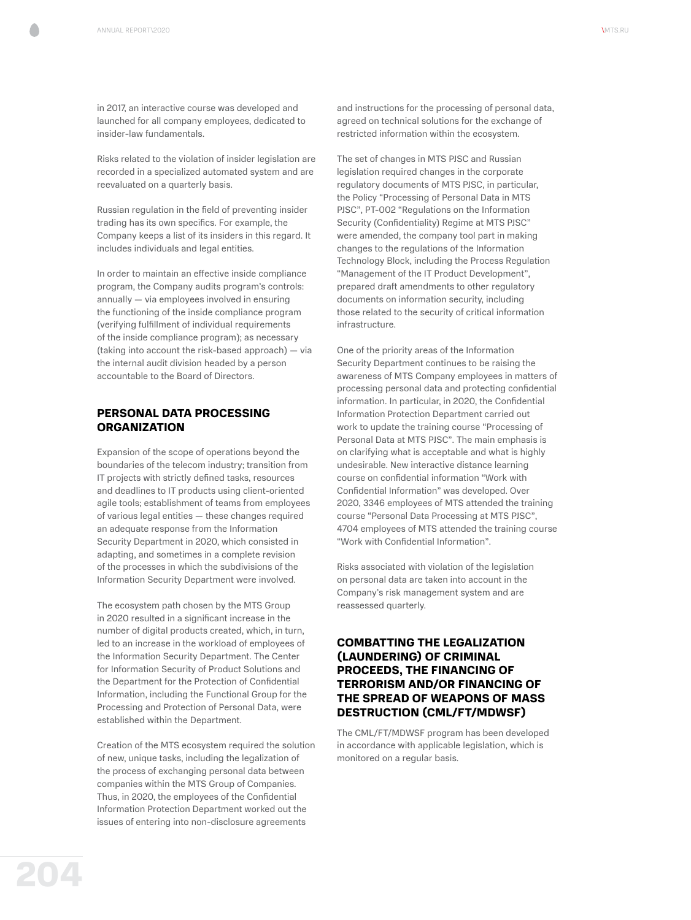in 2017, an interactive course was developed and launched for all company employees, dedicated to insider-law fundamentals.

Risks related to the violation of insider legislation are recorded in a specialized automated system and are reevaluated on a quarterly basis.

Russian regulation in the field of preventing insider trading has its own specifics. For example, the Company keeps a list of its insiders in this regard. It includes individuals and legal entities.

In order to maintain an effective inside compliance program, the Company audits program's controls: annually — via employees involved in ensuring the functioning of the inside compliance program (verifying fulfillment of individual requirements of the inside compliance program); as necessary (taking into account the risk-based approach) — via the internal audit division headed by a person accountable to the Board of Directors.

## PERSONAL DATA PROCESSING ORGANIZATION

Expansion of the scope of operations beyond the boundaries of the telecom industry; transition from IT projects with strictly defined tasks, resources and deadlines to IT products using client-oriented agile tools; establishment of teams from employees of various legal entities — these changes required an adequate response from the Information Security Department in 2020, which consisted in adapting, and sometimes in a complete revision of the processes in which the subdivisions of the Information Security Department were involved.

The ecosystem path chosen by the MTS Group in 2020 resulted in a significant increase in the number of digital products created, which, in turn, led to an increase in the workload of employees of the Information Security Department. The Center for Information Security of Product Solutions and the Department for the Protection of Confidential Information, including the Functional Group for the Processing and Protection of Personal Data, were established within the Department.

Creation of the MTS ecosystem required the solution of new, unique tasks, including the legalization of the process of exchanging personal data between companies within the MTS Group of Companies. Thus, in 2020, the employees of the Confidential Information Protection Department worked out the issues of entering into non-disclosure agreements and instructions for the processing of personal data, agreed on technical solutions for the exchange of restricted information within the ecosystem.

The set of changes in MTS PJSC and Russian legislation required changes in the corporate regulatory documents of MTS PJSC, in particular, the Policy "Processing of Personal Data in MTS PJSC", PT-002 "Regulations on the Information Security (Confidentiality) Regime at MTS PJSC" were amended, the company tool part in making changes to the regulations of the Information Technology Block, including the Process Regulation "Management of the IT Product Development", prepared draft amendments to other regulatory documents on information security, including those related to the security of critical information infrastructure.

One of the priority areas of the Information Security Department continues to be raising the awareness of MTS Company employees in matters of processing personal data and protecting confidential information. In particular, in 2020, the Confidential Information Protection Department carried out work to update the training course "Processing of Personal Data at MTS PJSC". The main emphasis is on clarifying what is acceptable and what is highly undesirable. New interactive distance learning course on confidential information "Work with Confidential Information" was developed. Over 2020, 3346 employees of MTS attended the training course "Personal Data Processing at MTS PJSC", 4704 employees of MTS attended the training course "Work with Confidential Information".

Risks associated with violation of the legislation on personal data are taken into account in the Company's risk management system and are reassessed quarterly.

## COMBATTING THE LEGALIZATION (LAUNDERING) OF CRIMINAL PROCEEDS, THE FINANCING OF TERRORISM AND/OR FINANCING OF THE SPREAD OF WEAPONS OF MASS DESTRUCTION (CML/FT/MDWSF)

The CML/FT/MDWSF program has been developed in accordance with applicable legislation, which is monitored on a regular basis.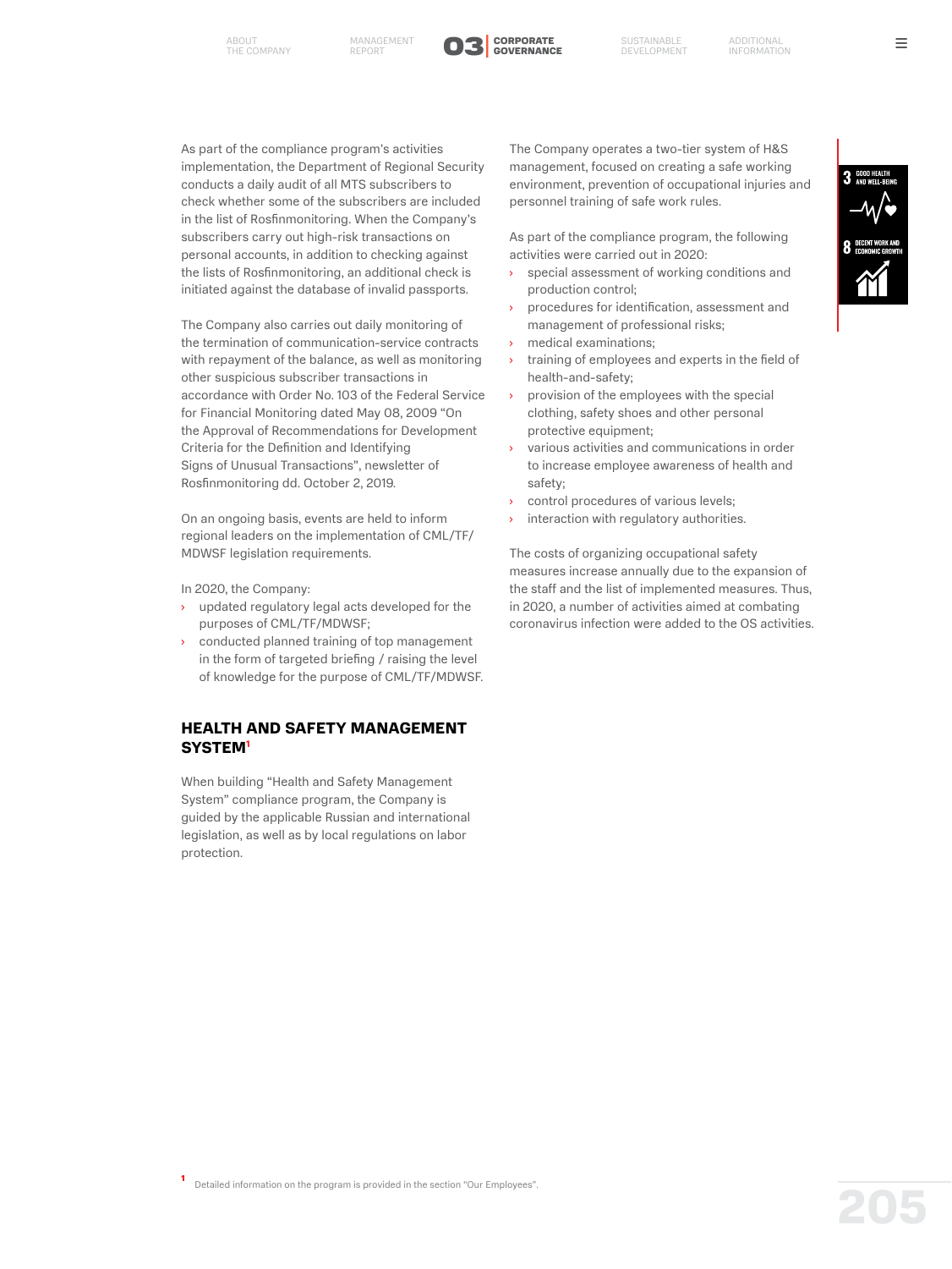As part of the compliance program's activities implementation, the Department of Regional Security conducts a daily audit of all MTS subscribers to check whether some of the subscribers are included in the list of Rosfinmonitoring. When the Company's subscribers carry out high-risk transactions on personal accounts, in addition to checking against the lists of Rosfinmonitoring, an additional check is initiated against the database of invalid passports.

The Company also carries out daily monitoring of the termination of communication-service contracts with repayment of the balance, as well as monitoring other suspicious subscriber transactions in accordance with Order No. 103 of the Federal Service for Financial Monitoring dated May 08, 2009 "On the Approval of Recommendations for Development Criteria for the Definition and Identifying Signs of Unusual Transactions", newsletter of Rosfinmonitoring dd. October 2, 2019.

On an ongoing basis, events are held to inform regional leaders on the implementation of CML/TF/MDWSF legislation requirements.

In 2020, the Company:

- updated regulatory legal acts developed for the purposes of CML/TF/MDWSF;
- conducted planned training of top management in the form of targeted briefing / raising the level of knowledge for the purpose of CML/TF/MDWSF.

## HEALTH AND SAFETY MANAGEMENT SYSTEM[1]

When building "Health and Safety Management System" compliance program, the Company is guided by the applicable Russian and international legislation, as well as by local regulations on labor protection.

The Company operates a two-tier system of H&S management, focused on creating a safe working environment, prevention of occupational injuries and personnel training of safe work rules.

As part of the compliance program, the following activities were carried out in 2020:

- special assessment of working conditions and production control;
- procedures for identification, assessment and management of professional risks;
- medical examinations;
- training of employees and experts in the field of health-and-safety;
- provision of the employees with the special clothing, safety shoes and other personal protective equipment;
- various activities and communications in order to increase employee awareness of health and safety;
- control procedures of various levels;
- interaction with regulatory authorities.

The costs of organizing occupational safety measures increase annually due to the expansion of the staff and the list of implemented measures. Thus, in 2020, a number of activities aimed at combating coronavirus infection were added to the OS activities.

[1] Detailed information on the program is provided in the section "Our Employees".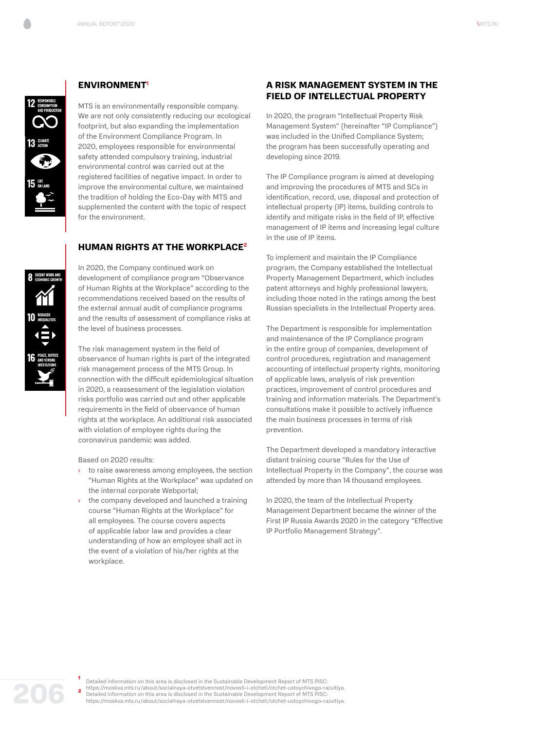## ENVIRONMENT[1]

MTS is an environmentally responsible company. We are not only consistently reducing our ecological footprint, but also expanding the implementation of the Environment Compliance Program. In 2020, employees responsible for environmental safety attended compulsory training, industrial environmental control was carried out at the registered facilities of negative impact. In order to improve the environmental culture, we maintained the tradition of holding the Eco-Day with MTS and supplemented the content with the topic of respect for the environment.

## HUMAN RIGHTS AT THE WORKPLACE[2]

In 2020, the Company continued work on development of compliance program "Observance of Human Rights at the Workplace" according to the recommendations received based on the results of the external annual audit of compliance programs and the results of assessment of compliance risks at the level of business processes.

The risk management system in the field of observance of human rights is part of the integrated risk management process of the MTS Group. In connection with the difficult epidemiological situation in 2020, a reassessment of the legislation violation risks portfolio was carried out and other applicable requirements in the field of observance of human rights at the workplace. An additional risk associated with violation of employee rights during the coronavirus pandemic was added.

Based on 2020 results:

- to raise awareness among employees, the section "Human Rights at the Workplace" was updated on the internal corporate Webportal;
- the company developed and launched a training course "Human Rights at the Workplace" for all employees. The course covers aspects of applicable labor law and provides a clear understanding of how an employee shall act in the event of a violation of his/her rights at the workplace.

## A RISK MANAGEMENT SYSTEM IN THE FIELD OF INTELLECTUAL PROPERTY

In 2020, the program "Intellectual Property Risk Management System" (hereinafter "IP Compliance") was included in the Unified Compliance System; the program has been successfully operating and developing since 2019.

The IP Compliance program is aimed at developing and improving the procedures of MTS and SCs in identification, record, use, disposal and protection of intellectual property (IP) items, building controls to identify and mitigate risks in the field of IP, effective management of IP items and increasing legal culture in the use of IP items.

To implement and maintain the IP Compliance program, the Company established the Intellectual Property Management Department, which includes patent attorneys and highly professional lawyers, including those noted in the ratings among the best Russian specialists in the Intellectual Property area.

The Department is responsible for implementation and maintenance of the IP Compliance program in the entire group of companies, development of control procedures, registration and management accounting of intellectual property rights, monitoring of applicable laws, analysis of risk prevention practices, improvement of control procedures and training and information materials. The Department's consultations make it possible to actively influence the main business processes in terms of risk prevention.

The Department developed a mandatory interactive distant training course "Rules for the Use of Intellectual Property in the Company", the course was attended by more than 14 thousand employees.

In 2020, the team of the Intellectual Property Management Department became the winner of the First IP Russia Awards 2020 in the category "Effective IP Portfolio Management Strategy".

---

[1] Detailed information on this area is disclosed in the Sustainable Development Report of MTS PJSC: https://moskva.mts.ru/about/socialnaya-otvetstvennost/novosti-i-otchety/otchet-ustoychivogo-razvitiya.

[2] Detailed information on this area is disclosed in the Sustainable Development Report of MTS PJSC: https://moskva.mts.ru/about/socialnaya-otvetstvennost/novosti-i-otchety/otchet-ustoychivogo-razvitiya.